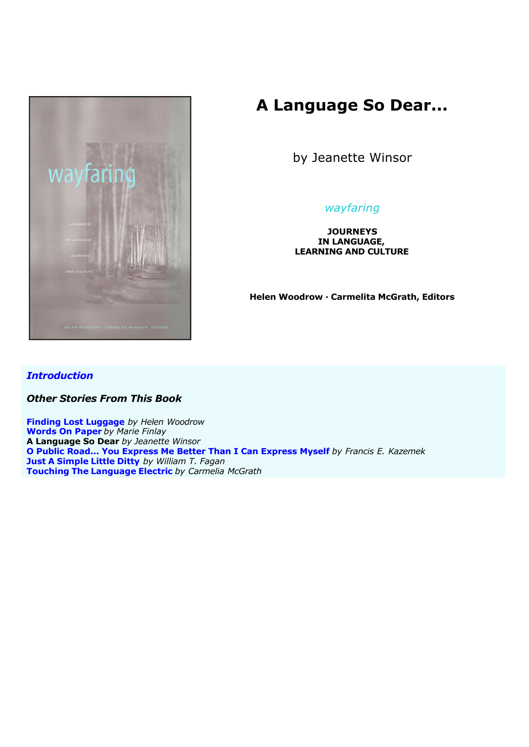# A Language So Dear...

by Jeanette Winsor

*wayfaring*

**JOURNEYS**
**IN LANGUAGE,**
**LEARNING AND CULTURE**

**Helen Woodrow · Carmelita McGrath, Editors**

***Introduction***

***Other Stories From This Book***

**Finding Lost Luggage** *by Helen Woodrow*
**Words On Paper** *by Marie Finlay*
**A Language So Dear** *by Jeanette Winsor*
**O Public Road... You Express Me Better Than I Can Express Myself** *by Francis E. Kazemek*
**Just A Simple Little Ditty** *by William T. Fagan*
**Touching The Language Electric** *by Carmelia McGrath*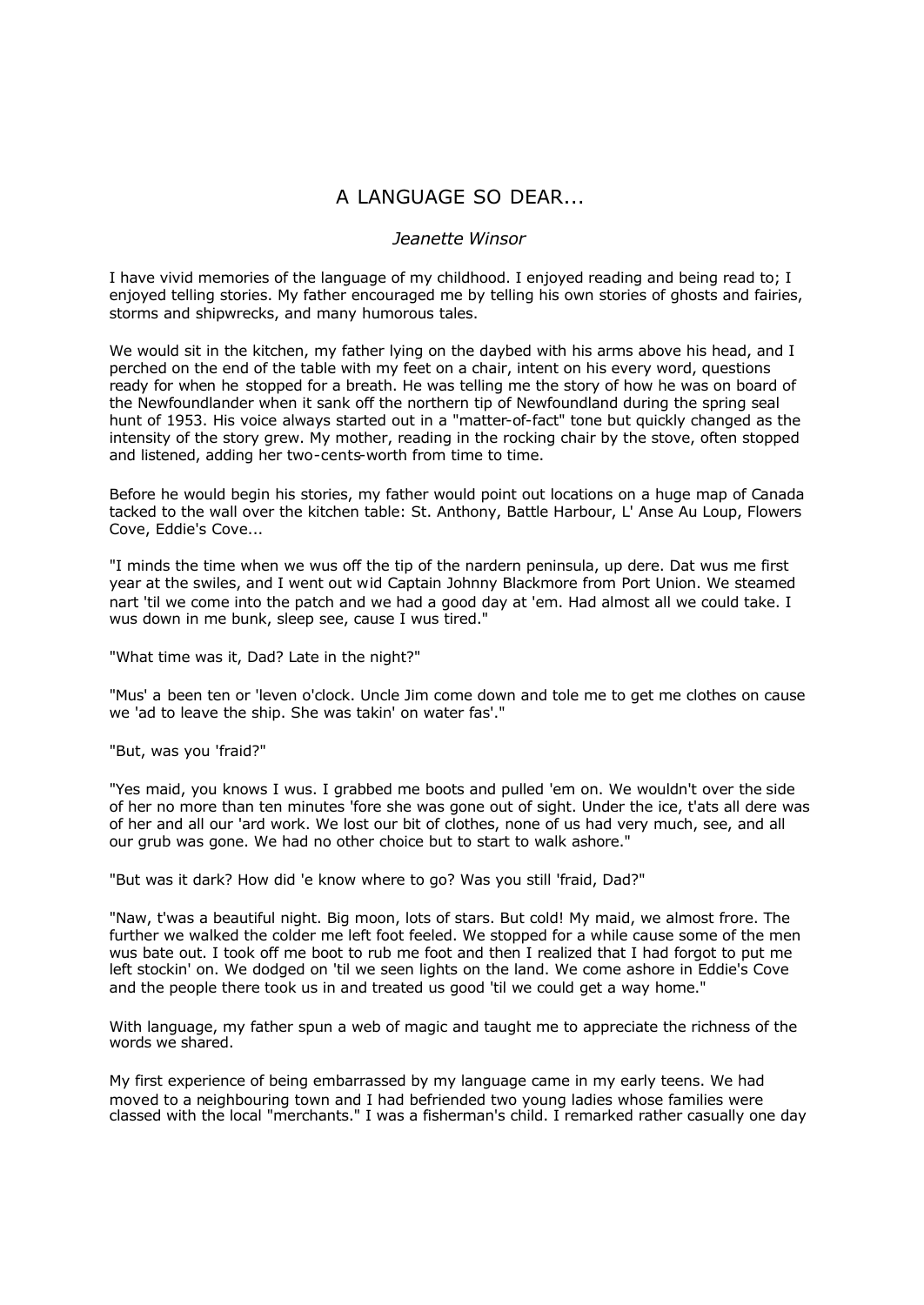# A LANGUAGE SO DEAR...

*Jeanette Winsor*

I have vivid memories of the language of my childhood. I enjoyed reading and being read to; I enjoyed telling stories. My father encouraged me by telling his own stories of ghosts and fairies, storms and shipwrecks, and many humorous tales.

We would sit in the kitchen, my father lying on the daybed with his arms above his head, and I perched on the end of the table with my feet on a chair, intent on his every word, questions ready for when he stopped for a breath. He was telling me the story of how he was on board of the Newfoundlander when it sank off the northern tip of Newfoundland during the spring seal hunt of 1953. His voice always started out in a "matter-of-fact" tone but quickly changed as the intensity of the story grew. My mother, reading in the rocking chair by the stove, often stopped and listened, adding her two-cents-worth from time to time.

Before he would begin his stories, my father would point out locations on a huge map of Canada tacked to the wall over the kitchen table: St. Anthony, Battle Harbour, L' Anse Au Loup, Flowers Cove, Eddie's Cove...

"I minds the time when we wus off the tip of the nardern peninsula, up dere. Dat wus me first year at the swiles, and I went out wid Captain Johnny Blackmore from Port Union. We steamed nart 'til we come into the patch and we had a good day at 'em. Had almost all we could take. I wus down in me bunk, sleep see, cause I wus tired."

"What time was it, Dad? Late in the night?"

"Mus' a been ten or 'leven o'clock. Uncle Jim come down and tole me to get me clothes on cause we 'ad to leave the ship. She was takin' on water fas'."

"But, was you 'fraid?"

"Yes maid, you knows I wus. I grabbed me boots and pulled 'em on. We wouldn't over the side of her no more than ten minutes 'fore she was gone out of sight. Under the ice, t'ats all dere was of her and all our 'ard work. We lost our bit of clothes, none of us had very much, see, and all our grub was gone. We had no other choice but to start to walk ashore."

"But was it dark? How did 'e know where to go? Was you still 'fraid, Dad?"

"Naw, t'was a beautiful night. Big moon, lots of stars. But cold! My maid, we almost frore. The further we walked the colder me left foot feeled. We stopped for a while cause some of the men wus bate out. I took off me boot to rub me foot and then I realized that I had forgot to put me left stockin' on. We dodged on 'til we seen lights on the land. We come ashore in Eddie's Cove and the people there took us in and treated us good 'til we could get a way home."

With language, my father spun a web of magic and taught me to appreciate the richness of the words we shared.

My first experience of being embarrassed by my language came in my early teens. We had moved to a neighbouring town and I had befriended two young ladies whose families were classed with the local "merchants." I was a fisherman's child. I remarked rather casually one day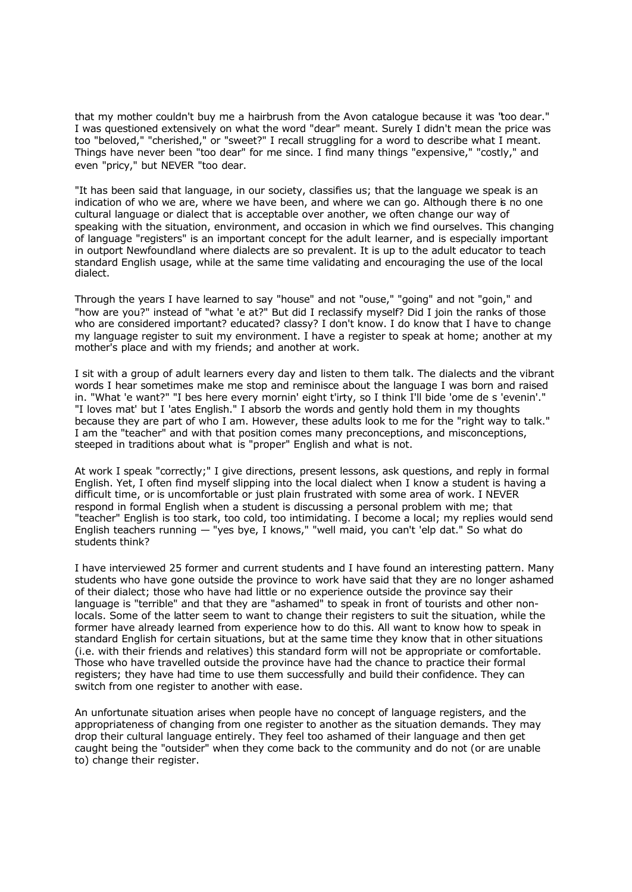that my mother couldn't buy me a hairbrush from the Avon catalogue because it was "too dear." I was questioned extensively on what the word "dear" meant. Surely I didn't mean the price was too "beloved," "cherished," or "sweet?" I recall struggling for a word to describe what I meant. Things have never been "too dear" for me since. I find many things "expensive," "costly," and even "pricy," but NEVER "too dear.

"It has been said that language, in our society, classifies us; that the language we speak is an indication of who we are, where we have been, and where we can go. Although there is no one cultural language or dialect that is acceptable over another, we often change our way of speaking with the situation, environment, and occasion in which we find ourselves. This changing of language "registers" is an important concept for the adult learner, and is especially important in outport Newfoundland where dialects are so prevalent. It is up to the adult educator to teach standard English usage, while at the same time validating and encouraging the use of the local dialect.

Through the years I have learned to say "house" and not "ouse," "going" and not "goin," and "how are you?" instead of "what 'e at?" But did I reclassify myself? Did I join the ranks of those who are considered important? educated? classy? I don't know. I do know that I have to change my language register to suit my environment. I have a register to speak at home; another at my mother's place and with my friends; and another at work.

I sit with a group of adult learners every day and listen to them talk. The dialects and the vibrant words I hear sometimes make me stop and reminisce about the language I was born and raised in. "What 'e want?" "I bes here every mornin' eight t'irty, so I think I'll bide 'ome de s 'evenin'." "I loves mat' but I 'ates English." I absorb the words and gently hold them in my thoughts because they are part of who I am. However, these adults look to me for the "right way to talk." I am the "teacher" and with that position comes many preconceptions, and misconceptions, steeped in traditions about what is "proper" English and what is not.

At work I speak "correctly;" I give directions, present lessons, ask questions, and reply in formal English. Yet, I often find myself slipping into the local dialect when I know a student is having a difficult time, or is uncomfortable or just plain frustrated with some area of work. I NEVER respond in formal English when a student is discussing a personal problem with me; that "teacher" English is too stark, too cold, too intimidating. I become a local; my replies would send English teachers running — "yes bye, I knows," "well maid, you can't 'elp dat." So what do students think?

I have interviewed 25 former and current students and I have found an interesting pattern. Many students who have gone outside the province to work have said that they are no longer ashamed of their dialect; those who have had little or no experience outside the province say their language is "terrible" and that they are "ashamed" to speak in front of tourists and other non-locals. Some of the latter seem to want to change their registers to suit the situation, while the former have already learned from experience how to do this. All want to know how to speak in standard English for certain situations, but at the same time they know that in other situations (i.e. with their friends and relatives) this standard form will not be appropriate or comfortable. Those who have travelled outside the province have had the chance to practice their formal registers; they have had time to use them successfully and build their confidence. They can switch from one register to another with ease.

An unfortunate situation arises when people have no concept of language registers, and the appropriateness of changing from one register to another as the situation demands. They may drop their cultural language entirely. They feel too ashamed of their language and then get caught being the "outsider" when they come back to the community and do not (or are unable to) change their register.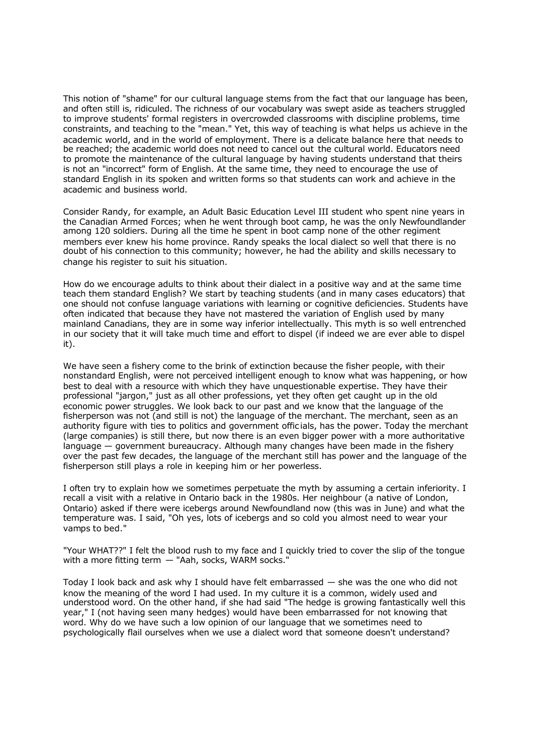This notion of "shame" for our cultural language stems from the fact that our language has been, and often still is, ridiculed. The richness of our vocabulary was swept aside as teachers struggled to improve students' formal registers in overcrowded classrooms with discipline problems, time constraints, and teaching to the "mean." Yet, this way of teaching is what helps us achieve in the academic world, and in the world of employment. There is a delicate balance here that needs to be reached; the academic world does not need to cancel out the cultural world. Educators need to promote the maintenance of the cultural language by having students understand that theirs is not an "incorrect" form of English. At the same time, they need to encourage the use of standard English in its spoken and written forms so that students can work and achieve in the academic and business world.

Consider Randy, for example, an Adult Basic Education Level III student who spent nine years in the Canadian Armed Forces; when he went through boot camp, he was the only Newfoundlander among 120 soldiers. During all the time he spent in boot camp none of the other regiment members ever knew his home province. Randy speaks the local dialect so well that there is no doubt of his connection to this community; however, he had the ability and skills necessary to change his register to suit his situation.

How do we encourage adults to think about their dialect in a positive way and at the same time teach them standard English? We start by teaching students (and in many cases educators) that one should not confuse language variations with learning or cognitive deficiencies. Students have often indicated that because they have not mastered the variation of English used by many mainland Canadians, they are in some way inferior intellectually. This myth is so well entrenched in our society that it will take much time and effort to dispel (if indeed we are ever able to dispel it).

We have seen a fishery come to the brink of extinction because the fisher people, with their nonstandard English, were not perceived intelligent enough to know what was happening, or how best to deal with a resource with which they have unquestionable expertise. They have their professional "jargon," just as all other professions, yet they often get caught up in the old economic power struggles. We look back to our past and we know that the language of the fisherperson was not (and still is not) the language of the merchant. The merchant, seen as an authority figure with ties to politics and government officials, has the power. Today the merchant (large companies) is still there, but now there is an even bigger power with a more authoritative language — government bureaucracy. Although many changes have been made in the fishery over the past few decades, the language of the merchant still has power and the language of the fisherperson still plays a role in keeping him or her powerless.

I often try to explain how we sometimes perpetuate the myth by assuming a certain inferiority. I recall a visit with a relative in Ontario back in the 1980s. Her neighbour (a native of London, Ontario) asked if there were icebergs around Newfoundland now (this was in June) and what the temperature was. I said, "Oh yes, lots of icebergs and so cold you almost need to wear your vamps to bed."

"Your WHAT??" I felt the blood rush to my face and I quickly tried to cover the slip of the tongue with a more fitting term — "Aah, socks, WARM socks."

Today I look back and ask why I should have felt embarrassed — she was the one who did not know the meaning of the word I had used. In my culture it is a common, widely used and understood word. On the other hand, if she had said "The hedge is growing fantastically well this year," I (not having seen many hedges) would have been embarrassed for not knowing that word. Why do we have such a low opinion of our language that we sometimes need to psychologically flail ourselves when we use a dialect word that someone doesn't understand?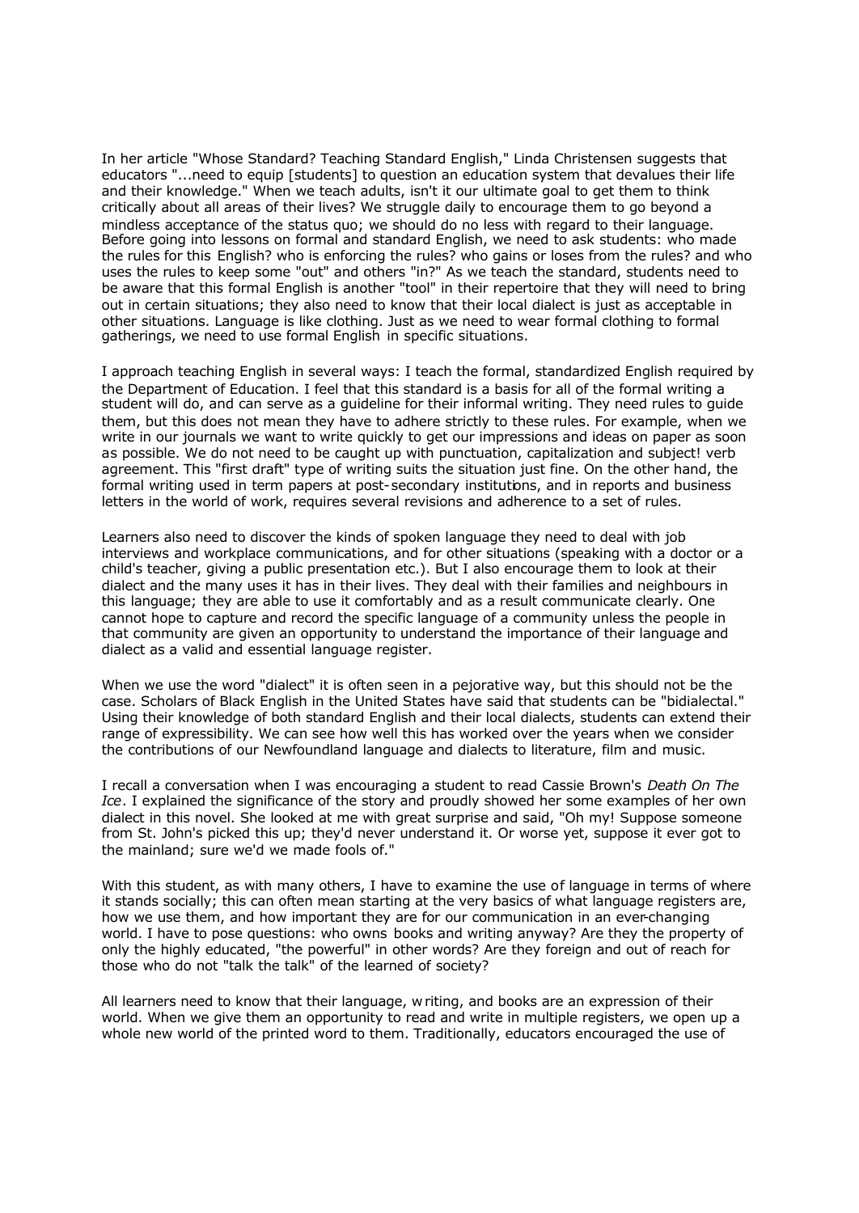In her article "Whose Standard? Teaching Standard English," Linda Christensen suggests that educators "...need to equip [students] to question an education system that devalues their life and their knowledge." When we teach adults, isn't it our ultimate goal to get them to think critically about all areas of their lives? We struggle daily to encourage them to go beyond a mindless acceptance of the status quo; we should do no less with regard to their language. Before going into lessons on formal and standard English, we need to ask students: who made the rules for this English? who is enforcing the rules? who gains or loses from the rules? and who uses the rules to keep some "out" and others "in?" As we teach the standard, students need to be aware that this formal English is another "tool" in their repertoire that they will need to bring out in certain situations; they also need to know that their local dialect is just as acceptable in other situations. Language is like clothing. Just as we need to wear formal clothing to formal gatherings, we need to use formal English in specific situations.

I approach teaching English in several ways: I teach the formal, standardized English required by the Department of Education. I feel that this standard is a basis for all of the formal writing a student will do, and can serve as a guideline for their informal writing. They need rules to guide them, but this does not mean they have to adhere strictly to these rules. For example, when we write in our journals we want to write quickly to get our impressions and ideas on paper as soon as possible. We do not need to be caught up with punctuation, capitalization and subject! verb agreement. This "first draft" type of writing suits the situation just fine. On the other hand, the formal writing used in term papers at post-secondary institutions, and in reports and business letters in the world of work, requires several revisions and adherence to a set of rules.

Learners also need to discover the kinds of spoken language they need to deal with job interviews and workplace communications, and for other situations (speaking with a doctor or a child's teacher, giving a public presentation etc.). But I also encourage them to look at their dialect and the many uses it has in their lives. They deal with their families and neighbours in this language; they are able to use it comfortably and as a result communicate clearly. One cannot hope to capture and record the specific language of a community unless the people in that community are given an opportunity to understand the importance of their language and dialect as a valid and essential language register.

When we use the word "dialect" it is often seen in a pejorative way, but this should not be the case. Scholars of Black English in the United States have said that students can be "bidialectal." Using their knowledge of both standard English and their local dialects, students can extend their range of expressibility. We can see how well this has worked over the years when we consider the contributions of our Newfoundland language and dialects to literature, film and music.

I recall a conversation when I was encouraging a student to read Cassie Brown's *Death On The Ice*. I explained the significance of the story and proudly showed her some examples of her own dialect in this novel. She looked at me with great surprise and said, "Oh my! Suppose someone from St. John's picked this up; they'd never understand it. Or worse yet, suppose it ever got to the mainland; sure we'd we made fools of."

With this student, as with many others, I have to examine the use of language in terms of where it stands socially; this can often mean starting at the very basics of what language registers are, how we use them, and how important they are for our communication in an ever-changing world. I have to pose questions: who owns books and writing anyway? Are they the property of only the highly educated, "the powerful" in other words? Are they foreign and out of reach for those who do not "talk the talk" of the learned of society?

All learners need to know that their language, writing, and books are an expression of their world. When we give them an opportunity to read and write in multiple registers, we open up a whole new world of the printed word to them. Traditionally, educators encouraged the use of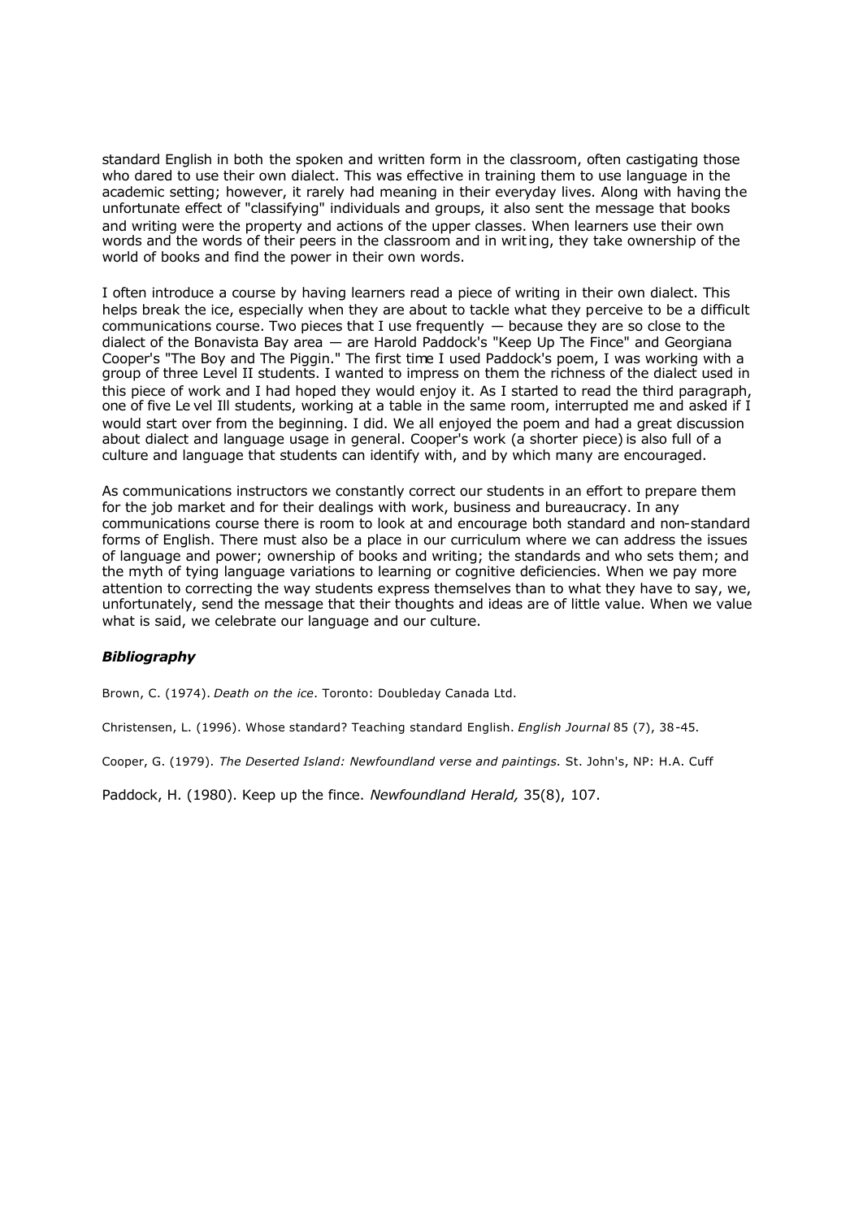standard English in both the spoken and written form in the classroom, often castigating those who dared to use their own dialect. This was effective in training them to use language in the academic setting; however, it rarely had meaning in their everyday lives. Along with having the unfortunate effect of "classifying" individuals and groups, it also sent the message that books and writing were the property and actions of the upper classes. When learners use their own words and the words of their peers in the classroom and in writing, they take ownership of the world of books and find the power in their own words.

I often introduce a course by having learners read a piece of writing in their own dialect. This helps break the ice, especially when they are about to tackle what they perceive to be a difficult communications course. Two pieces that I use frequently — because they are so close to the dialect of the Bonavista Bay area — are Harold Paddock's "Keep Up The Fince" and Georgiana Cooper's "The Boy and The Piggin." The first time I used Paddock's poem, I was working with a group of three Level II students. I wanted to impress on them the richness of the dialect used in this piece of work and I had hoped they would enjoy it. As I started to read the third paragraph, one of five Level III students, working at a table in the same room, interrupted me and asked if I would start over from the beginning. I did. We all enjoyed the poem and had a great discussion about dialect and language usage in general. Cooper's work (a shorter piece) is also full of a culture and language that students can identify with, and by which many are encouraged.

As communications instructors we constantly correct our students in an effort to prepare them for the job market and for their dealings with work, business and bureaucracy. In any communications course there is room to look at and encourage both standard and non-standard forms of English. There must also be a place in our curriculum where we can address the issues of language and power; ownership of books and writing; the standards and who sets them; and the myth of tying language variations to learning or cognitive deficiencies. When we pay more attention to correcting the way students express themselves than to what they have to say, we, unfortunately, send the message that their thoughts and ideas are of little value. When we value what is said, we celebrate our language and our culture.

### *Bibliography*

Brown, C. (1974). *Death on the ice*. Toronto: Doubleday Canada Ltd.

Christensen, L. (1996). Whose standard? Teaching standard English. *English Journal* 85 (7), 38-45.

Cooper, G. (1979). *The Deserted Island: Newfoundland verse and paintings.* St. John's, NP: H.A. Cuff

Paddock, H. (1980). Keep up the fince. *Newfoundland Herald,* 35(8), 107.